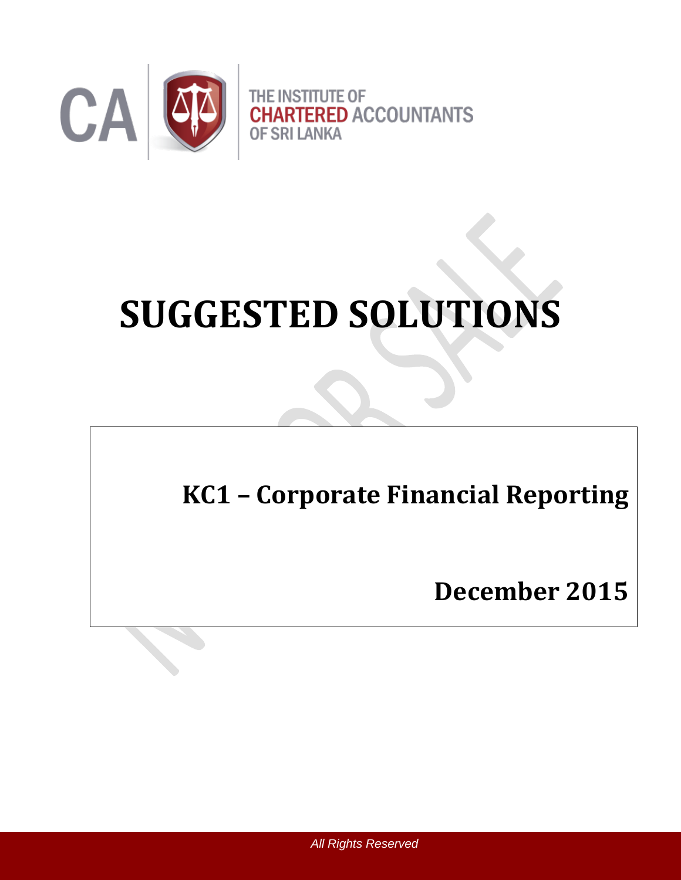THE INSTITUTE OF CHARTERED ACCOUNTANTS OF SRI LANKA

# SUGGESTED SOLUTIONS

## KC1 – Corporate Financial Reporting

## December 2015

*All Rights Reserved*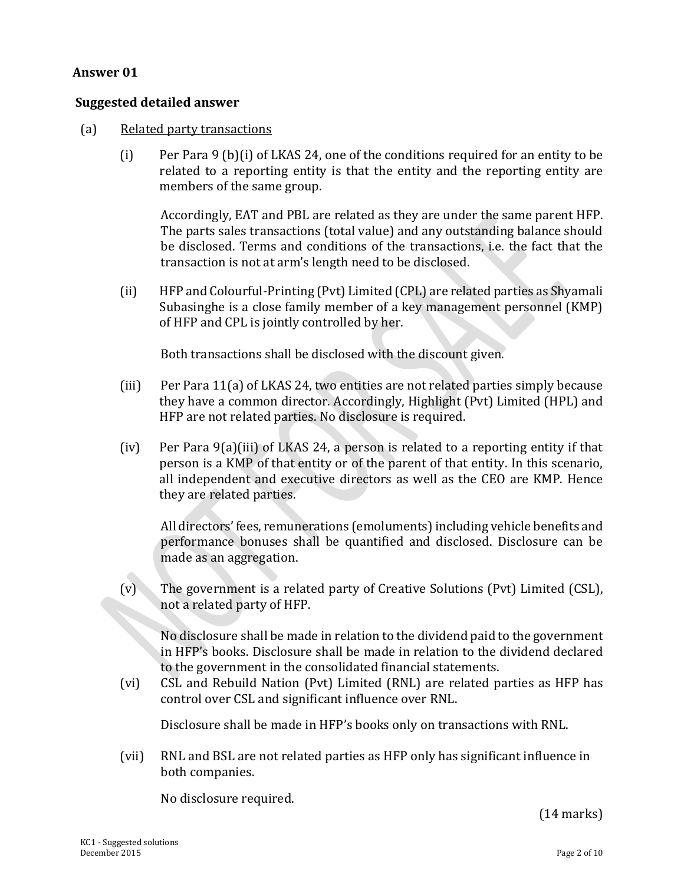## Answer 01

### Suggested detailed answer

(a) Related party transactions

(i) Per Para 9 (b)(i) of LKAS 24, one of the conditions required for an entity to be related to a reporting entity is that the entity and the reporting entity are members of the same group.

Accordingly, EAT and PBL are related as they are under the same parent HFP. The parts sales transactions (total value) and any outstanding balance should be disclosed. Terms and conditions of the transactions, i.e. the fact that the transaction is not at arm's length need to be disclosed.

(ii) HFP and Colourful-Printing (Pvt) Limited (CPL) are related parties as Shyamali Subasinghe is a close family member of a key management personnel (KMP) of HFP and CPL is jointly controlled by her.

Both transactions shall be disclosed with the discount given.

(iii) Per Para 11(a) of LKAS 24, two entities are not related parties simply because they have a common director. Accordingly, Highlight (Pvt) Limited (HPL) and HFP are not related parties. No disclosure is required.

(iv) Per Para 9(a)(iii) of LKAS 24, a person is related to a reporting entity if that person is a KMP of that entity or of the parent of that entity. In this scenario, all independent and executive directors as well as the CEO are KMP. Hence they are related parties.

All directors' fees, remunerations (emoluments) including vehicle benefits and performance bonuses shall be quantified and disclosed. Disclosure can be made as an aggregation.

(v) The government is a related party of Creative Solutions (Pvt) Limited (CSL), not a related party of HFP.

No disclosure shall be made in relation to the dividend paid to the government in HFP's books. Disclosure shall be made in relation to the dividend declared to the government in the consolidated financial statements.

(vi) CSL and Rebuild Nation (Pvt) Limited (RNL) are related parties as HFP has control over CSL and significant influence over RNL.

Disclosure shall be made in HFP's books only on transactions with RNL.

(vii) RNL and BSL are not related parties as HFP only has significant influence in both companies.

No disclosure required.

(14 marks)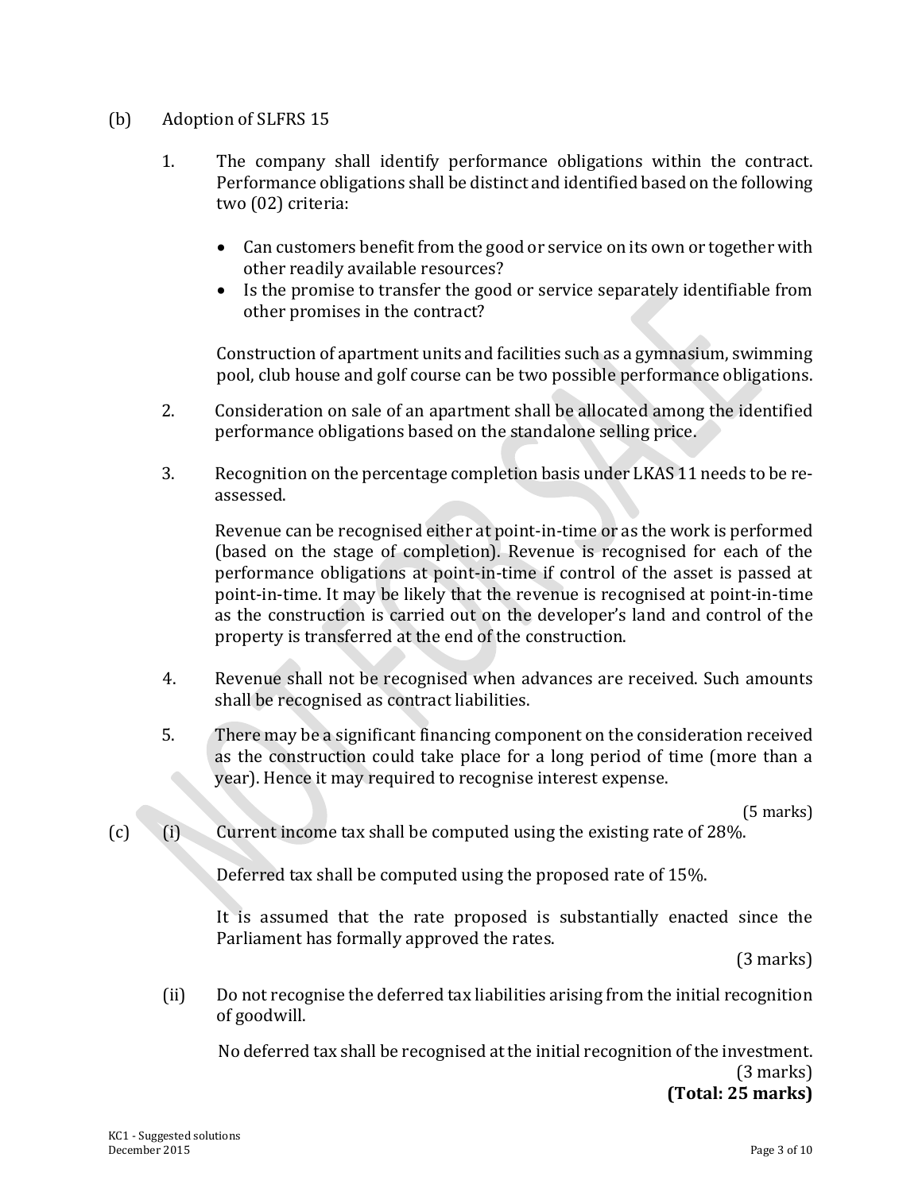(b) Adoption of SLFRS 15

1. The company shall identify performance obligations within the contract. Performance obligations shall be distinct and identified based on the following two (02) criteria:

   - Can customers benefit from the good or service on its own or together with other readily available resources?
   - Is the promise to transfer the good or service separately identifiable from other promises in the contract?

   Construction of apartment units and facilities such as a gymnasium, swimming pool, club house and golf course can be two possible performance obligations.

2. Consideration on sale of an apartment shall be allocated among the identified performance obligations based on the standalone selling price.

3. Recognition on the percentage completion basis under LKAS 11 needs to be re-assessed.

   Revenue can be recognised either at point-in-time or as the work is performed (based on the stage of completion). Revenue is recognised for each of the performance obligations at point-in-time if control of the asset is passed at point-in-time. It may be likely that the revenue is recognised at point-in-time as the construction is carried out on the developer's land and control of the property is transferred at the end of the construction.

4. Revenue shall not be recognised when advances are received. Such amounts shall be recognised as contract liabilities.

5. There may be a significant financing component on the consideration received as the construction could take place for a long period of time (more than a year). Hence it may required to recognise interest expense.

(5 marks)

(c) (i) Current income tax shall be computed using the existing rate of 28%.

Deferred tax shall be computed using the proposed rate of 15%.

It is assumed that the rate proposed is substantially enacted since the Parliament has formally approved the rates.

(3 marks)

(ii) Do not recognise the deferred tax liabilities arising from the initial recognition of goodwill.

No deferred tax shall be recognised at the initial recognition of the investment.

(3 marks)

**(Total: 25 marks)**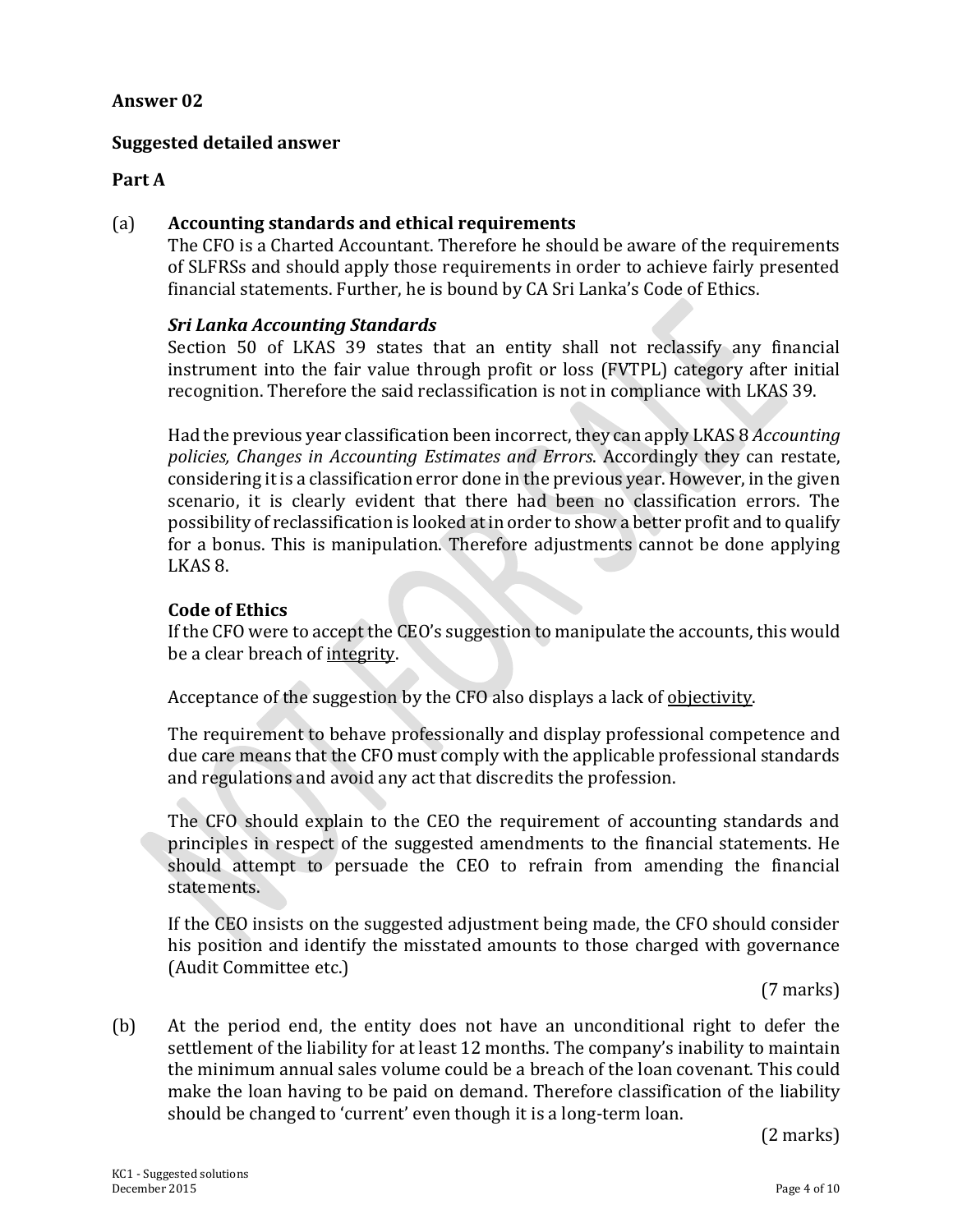**Answer 02**

**Suggested detailed answer**

**Part A**

(a) **Accounting standards and ethical requirements**

The CFO is a Charted Accountant. Therefore he should be aware of the requirements of SLFRSs and should apply those requirements in order to achieve fairly presented financial statements. Further, he is bound by CA Sri Lanka's Code of Ethics.

***Sri Lanka Accounting Standards***

Section 50 of LKAS 39 states that an entity shall not reclassify any financial instrument into the fair value through profit or loss (FVTPL) category after initial recognition. Therefore the said reclassification is not in compliance with LKAS 39.

Had the previous year classification been incorrect, they can apply LKAS 8 *Accounting policies, Changes in Accounting Estimates and Errors*. Accordingly they can restate, considering it is a classification error done in the previous year. However, in the given scenario, it is clearly evident that there had been no classification errors. The possibility of reclassification is looked at in order to show a better profit and to qualify for a bonus. This is manipulation. Therefore adjustments cannot be done applying LKAS 8.

**Code of Ethics**

If the CFO were to accept the CEO's suggestion to manipulate the accounts, this would be a clear breach of <u>integrity</u>.

Acceptance of the suggestion by the CFO also displays a lack of <u>objectivity</u>.

The requirement to behave professionally and display professional competence and due care means that the CFO must comply with the applicable professional standards and regulations and avoid any act that discredits the profession.

The CFO should explain to the CEO the requirement of accounting standards and principles in respect of the suggested amendments to the financial statements. He should attempt to persuade the CEO to refrain from amending the financial statements.

If the CEO insists on the suggested adjustment being made, the CFO should consider his position and identify the misstated amounts to those charged with governance (Audit Committee etc.)

(7 marks)

(b) At the period end, the entity does not have an unconditional right to defer the settlement of the liability for at least 12 months. The company's inability to maintain the minimum annual sales volume could be a breach of the loan covenant. This could make the loan having to be paid on demand. Therefore classification of the liability should be changed to 'current' even though it is a long-term loan.

(2 marks)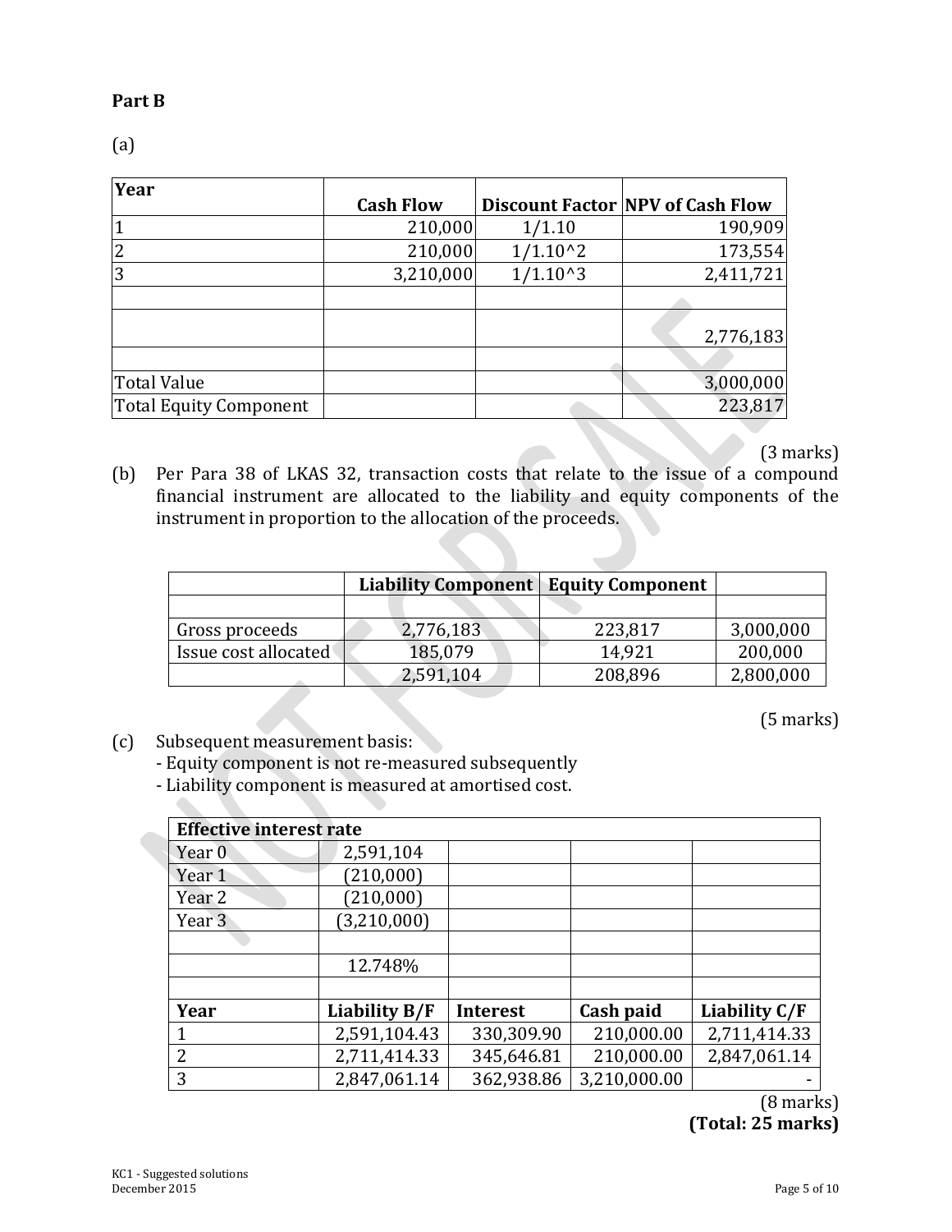## Part B

(a)

| Year | Cash Flow | Discount Factor | NPV of Cash Flow |
|---|---|---|---|
| 1 | 210,000 | 1/1.10 | 190,909 |
| 2 | 210,000 | 1/1.10^2 | 173,554 |
| 3 | 3,210,000 | 1/1.10^3 | 2,411,721 |
| | | | |
| | | | 2,776,183 |
| | | | |
| Total Value | | | 3,000,000 |
| Total Equity Component | | | 223,817 |

(3 marks)

(b) Per Para 38 of LKAS 32, transaction costs that relate to the issue of a compound financial instrument are allocated to the liability and equity components of the instrument in proportion to the allocation of the proceeds.

| | Liability Component | Equity Component | |
|---|---|---|---|
| | | | |
| Gross proceeds | 2,776,183 | 223,817 | 3,000,000 |
| Issue cost allocated | 185,079 | 14,921 | 200,000 |
| | 2,591,104 | 208,896 | 2,800,000 |

(5 marks)

(c) Subsequent measurement basis:
- Equity component is not re-measured subsequently
- Liability component is measured at amortised cost.

| Effective interest rate | | | | |
|---|---|---|---|---|
| Year 0 | 2,591,104 | | | |
| Year 1 | (210,000) | | | |
| Year 2 | (210,000) | | | |
| Year 3 | (3,210,000) | | | |
| | | | | |
| | 12.748% | | | |
| | | | | |
| **Year** | **Liability B/F** | **Interest** | **Cash paid** | **Liability C/F** |
| 1 | 2,591,104.43 | 330,309.90 | 210,000.00 | 2,711,414.33 |
| 2 | 2,711,414.33 | 345,646.81 | 210,000.00 | 2,847,061.14 |
| 3 | 2,847,061.14 | 362,938.86 | 3,210,000.00 | - |

(8 marks)

**(Total: 25 marks)**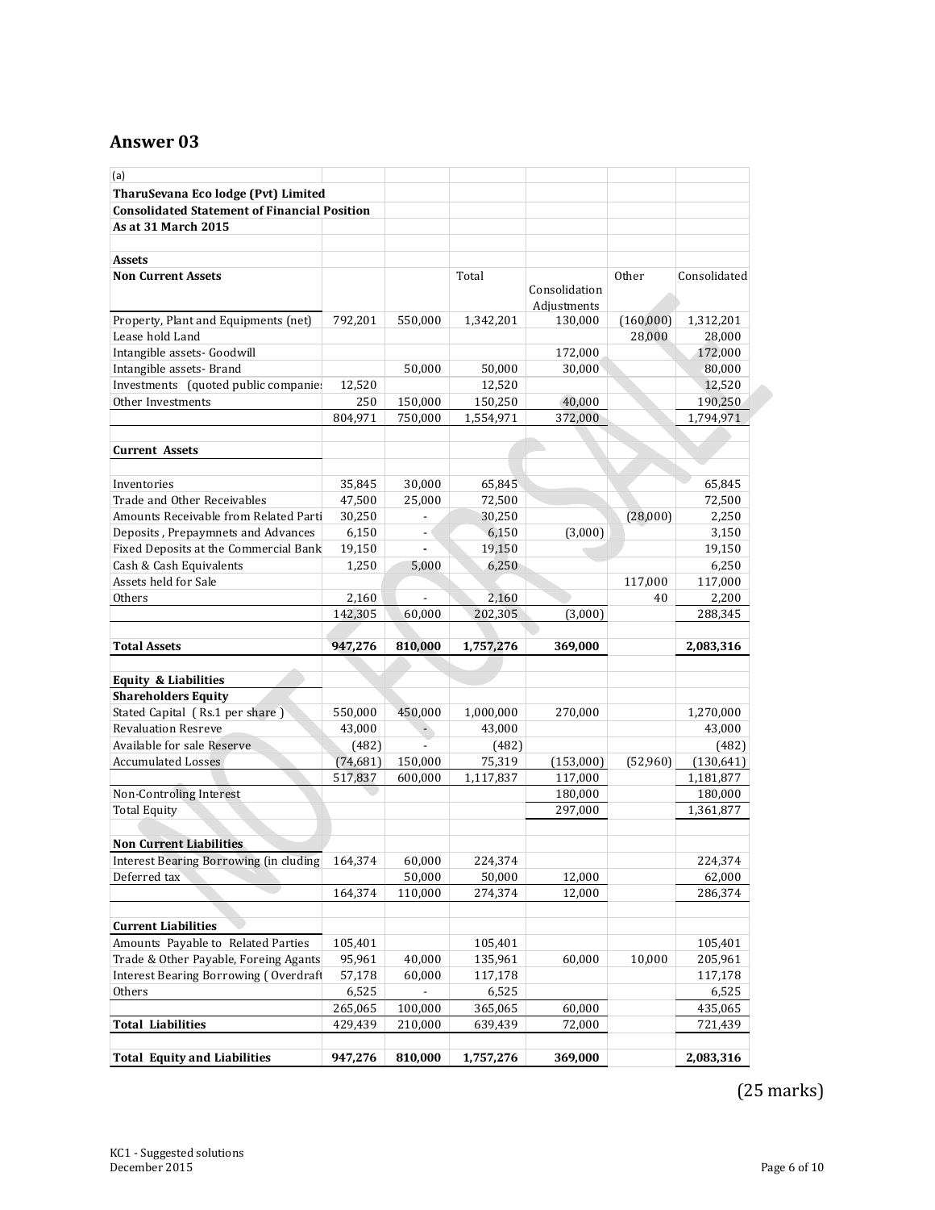## Answer 03

| (a) | | | | | | |
|---|---|---|---|---|---|---|
| **TharuSevana Eco lodge (Pvt) Limited** | | | | | | |
| **Consolidated Statement of Financial Position** | | | | | | |
| **As at 31 March 2015** | | | | | | |
| | | | | | | |
| **Assets** | | | | | | |
| **Non Current Assets** | | | Total | Consolidation Adjustments | Other | Consolidated |
| Property, Plant and Equipments (net) | 792,201 | 550,000 | 1,342,201 | 130,000 | (160,000) | 1,312,201 |
| Lease hold Land | | | | | 28,000 | 28,000 |
| Intangible assets- Goodwill | | | | 172,000 | | 172,000 |
| Intangible assets- Brand | | 50,000 | 50,000 | 30,000 | | 80,000 |
| Investments (quoted public companies | 12,520 | | 12,520 | | | 12,520 |
| Other Investments | 250 | 150,000 | 150,250 | 40,000 | | 190,250 |
| | 804,971 | 750,000 | 1,554,971 | 372,000 | | 1,794,971 |
| | | | | | | |
| **Current Assets** | | | | | | |
| | | | | | | |
| Inventories | 35,845 | 30,000 | 65,845 | | | 65,845 |
| Trade and Other Receivables | 47,500 | 25,000 | 72,500 | | | 72,500 |
| Amounts Receivable from Related Parti | 30,250 | - | 30,250 | | (28,000) | 2,250 |
| Deposits , Prepaymnets and Advances | 6,150 | - | 6,150 | (3,000) | | 3,150 |
| Fixed Deposits at the Commercial Bank | 19,150 | - | 19,150 | | | 19,150 |
| Cash & Cash Equivalents | 1,250 | 5,000 | 6,250 | | | 6,250 |
| Assets held for Sale | | | | | 117,000 | 117,000 |
| Others | 2,160 | - | 2,160 | | 40 | 2,200 |
| | 142,305 | 60,000 | 202,305 | (3,000) | | 288,345 |
| | | | | | | |
| **Total Assets** | **947,276** | **810,000** | **1,757,276** | **369,000** | | **2,083,316** |
| | | | | | | |
| **Equity & Liabilities** | | | | | | |
| **Shareholders Equity** | | | | | | |
| Stated Capital ( Rs.1 per share ) | 550,000 | 450,000 | 1,000,000 | 270,000 | | 1,270,000 |
| Revaluation Resreve | 43,000 | - | 43,000 | | | 43,000 |
| Available for sale Reserve | (482) | - | (482) | | | (482) |
| Accumulated Losses | (74,681) | 150,000 | 75,319 | (153,000) | (52,960) | (130,641) |
| | 517,837 | 600,000 | 1,117,837 | 117,000 | | 1,181,877 |
| Non-Controling Interest | | | | 180,000 | | 180,000 |
| Total Equity | | | | 297,000 | | 1,361,877 |
| | | | | | | |
| **Non Current Liabilities** | | | | | | |
| Interest Bearing Borrowing (in cluding | 164,374 | 60,000 | 224,374 | | | 224,374 |
| Deferred tax | | 50,000 | 50,000 | 12,000 | | 62,000 |
| | 164,374 | 110,000 | 274,374 | 12,000 | | 286,374 |
| | | | | | | |
| **Current Liabilities** | | | | | | |
| Amounts Payable to Related Parties | 105,401 | | 105,401 | | | 105,401 |
| Trade & Other Payable, Foreing Agants | 95,961 | 40,000 | 135,961 | 60,000 | 10,000 | 205,961 |
| Interest Bearing Borrowing ( Overdraft | 57,178 | 60,000 | 117,178 | | | 117,178 |
| Others | 6,525 | - | 6,525 | | | 6,525 |
| | 265,065 | 100,000 | 365,065 | 60,000 | | 435,065 |
| **Total Liabilities** | 429,439 | 210,000 | 639,439 | 72,000 | | 721,439 |
| | | | | | | |
| **Total Equity and Liabilities** | **947,276** | **810,000** | **1,757,276** | **369,000** | | **2,083,316** |

(25 marks)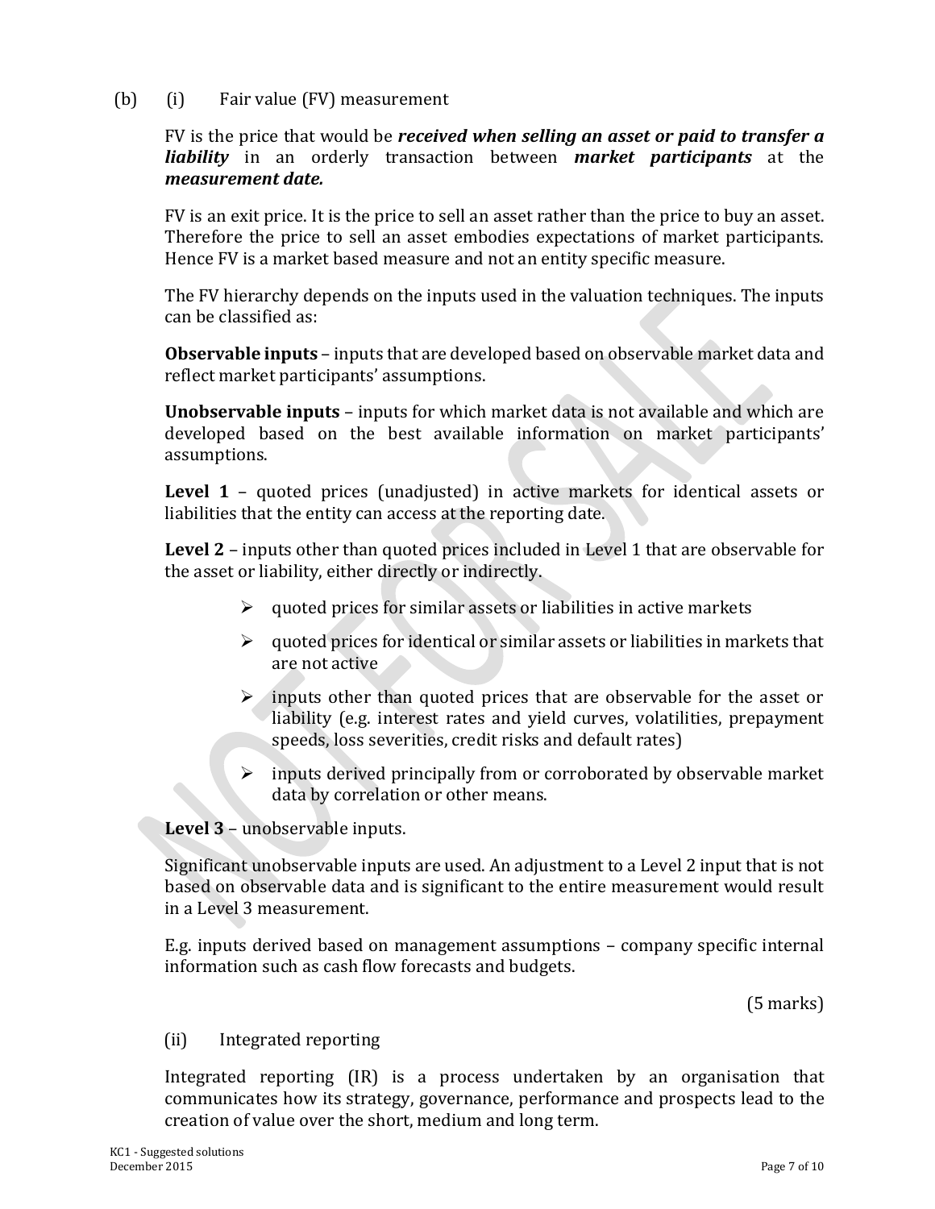(b) (i) Fair value (FV) measurement

FV is the price that would be ***received when selling an asset or paid to transfer a liability*** in an orderly transaction between ***market participants*** at the ***measurement date.***

FV is an exit price. It is the price to sell an asset rather than the price to buy an asset. Therefore the price to sell an asset embodies expectations of market participants. Hence FV is a market based measure and not an entity specific measure.

The FV hierarchy depends on the inputs used in the valuation techniques. The inputs can be classified as:

**Observable inputs** – inputs that are developed based on observable market data and reflect market participants' assumptions.

**Unobservable inputs** – inputs for which market data is not available and which are developed based on the best available information on market participants' assumptions.

**Level 1** – quoted prices (unadjusted) in active markets for identical assets or liabilities that the entity can access at the reporting date.

**Level 2** – inputs other than quoted prices included in Level 1 that are observable for the asset or liability, either directly or indirectly.

- quoted prices for similar assets or liabilities in active markets
- quoted prices for identical or similar assets or liabilities in markets that are not active
- inputs other than quoted prices that are observable for the asset or liability (e.g. interest rates and yield curves, volatilities, prepayment speeds, loss severities, credit risks and default rates)
- inputs derived principally from or corroborated by observable market data by correlation or other means.

**Level 3** – unobservable inputs.

Significant unobservable inputs are used. An adjustment to a Level 2 input that is not based on observable data and is significant to the entire measurement would result in a Level 3 measurement.

E.g. inputs derived based on management assumptions – company specific internal information such as cash flow forecasts and budgets.

(5 marks)

(ii) Integrated reporting

Integrated reporting (IR) is a process undertaken by an organisation that communicates how its strategy, governance, performance and prospects lead to the creation of value over the short, medium and long term.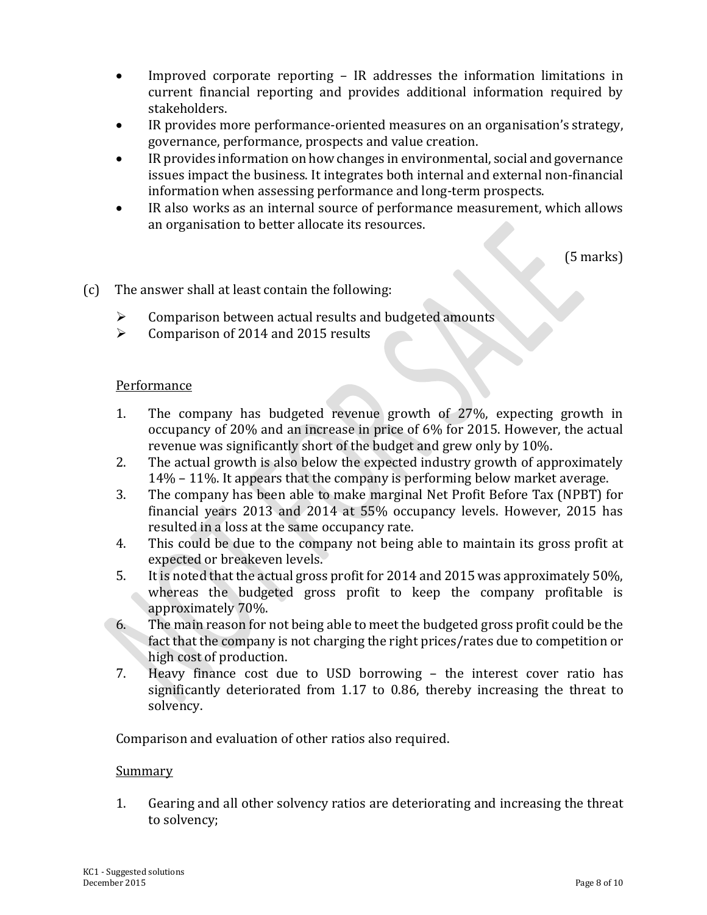- Improved corporate reporting – IR addresses the information limitations in current financial reporting and provides additional information required by stakeholders.
- IR provides more performance-oriented measures on an organisation's strategy, governance, performance, prospects and value creation.
- IR provides information on how changes in environmental, social and governance issues impact the business. It integrates both internal and external non-financial information when assessing performance and long-term prospects.
- IR also works as an internal source of performance measurement, which allows an organisation to better allocate its resources.

(5 marks)

(c) The answer shall at least contain the following:

- Comparison between actual results and budgeted amounts
- Comparison of 2014 and 2015 results

<u>Performance</u>

1. The company has budgeted revenue growth of 27%, expecting growth in occupancy of 20% and an increase in price of 6% for 2015. However, the actual revenue was significantly short of the budget and grew only by 10%.
2. The actual growth is also below the expected industry growth of approximately 14% – 11%. It appears that the company is performing below market average.
3. The company has been able to make marginal Net Profit Before Tax (NPBT) for financial years 2013 and 2014 at 55% occupancy levels. However, 2015 has resulted in a loss at the same occupancy rate.
4. This could be due to the company not being able to maintain its gross profit at expected or breakeven levels.
5. It is noted that the actual gross profit for 2014 and 2015 was approximately 50%, whereas the budgeted gross profit to keep the company profitable is approximately 70%.
6. The main reason for not being able to meet the budgeted gross profit could be the fact that the company is not charging the right prices/rates due to competition or high cost of production.
7. Heavy finance cost due to USD borrowing – the interest cover ratio has significantly deteriorated from 1.17 to 0.86, thereby increasing the threat to solvency.

Comparison and evaluation of other ratios also required.

<u>Summary</u>

1. Gearing and all other solvency ratios are deteriorating and increasing the threat to solvency;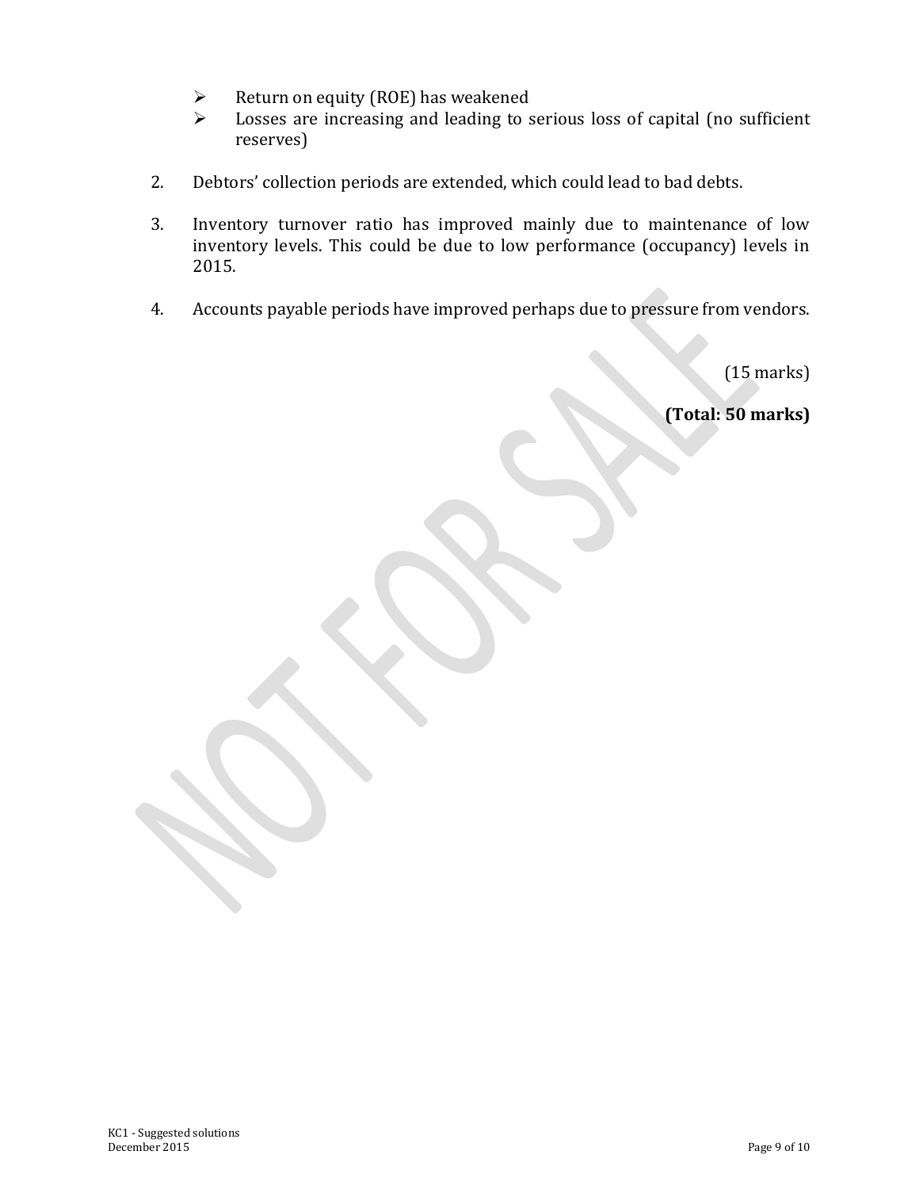- Return on equity (ROE) has weakened
- Losses are increasing and leading to serious loss of capital (no sufficient reserves)

2. Debtors' collection periods are extended, which could lead to bad debts.

3. Inventory turnover ratio has improved mainly due to maintenance of low inventory levels. This could be due to low performance (occupancy) levels in 2015.

4. Accounts payable periods have improved perhaps due to pressure from vendors.

(15 marks)

**(Total: 50 marks)**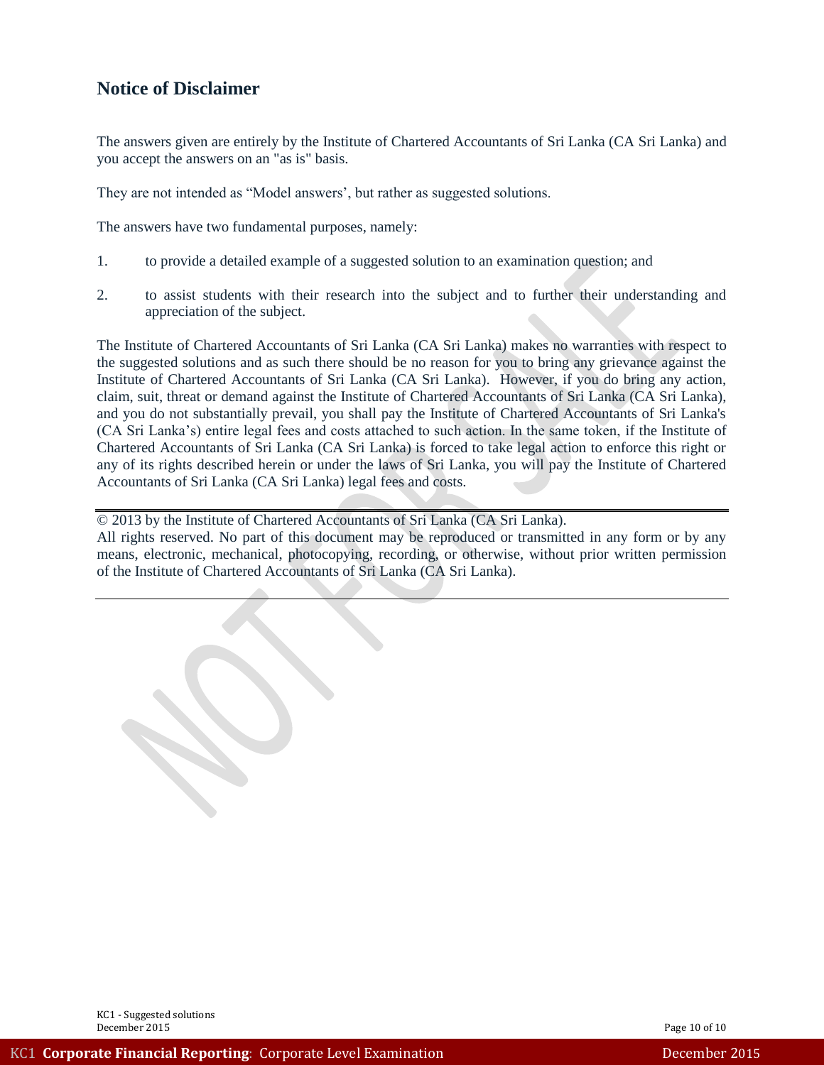## Notice of Disclaimer

The answers given are entirely by the Institute of Chartered Accountants of Sri Lanka (CA Sri Lanka) and you accept the answers on an "as is" basis.

They are not intended as "Model answers', but rather as suggested solutions.

The answers have two fundamental purposes, namely:

1. to provide a detailed example of a suggested solution to an examination question; and
2. to assist students with their research into the subject and to further their understanding and appreciation of the subject.

The Institute of Chartered Accountants of Sri Lanka (CA Sri Lanka) makes no warranties with respect to the suggested solutions and as such there should be no reason for you to bring any grievance against the Institute of Chartered Accountants of Sri Lanka (CA Sri Lanka). However, if you do bring any action, claim, suit, threat or demand against the Institute of Chartered Accountants of Sri Lanka (CA Sri Lanka), and you do not substantially prevail, you shall pay the Institute of Chartered Accountants of Sri Lanka's (CA Sri Lanka's) entire legal fees and costs attached to such action. In the same token, if the Institute of Chartered Accountants of Sri Lanka (CA Sri Lanka) is forced to take legal action to enforce this right or any of its rights described herein or under the laws of Sri Lanka, you will pay the Institute of Chartered Accountants of Sri Lanka (CA Sri Lanka) legal fees and costs.

---

© 2013 by the Institute of Chartered Accountants of Sri Lanka (CA Sri Lanka).
All rights reserved. No part of this document may be reproduced or transmitted in any form or by any means, electronic, mechanical, photocopying, recording, or otherwise, without prior written permission of the Institute of Chartered Accountants of Sri Lanka (CA Sri Lanka).

---